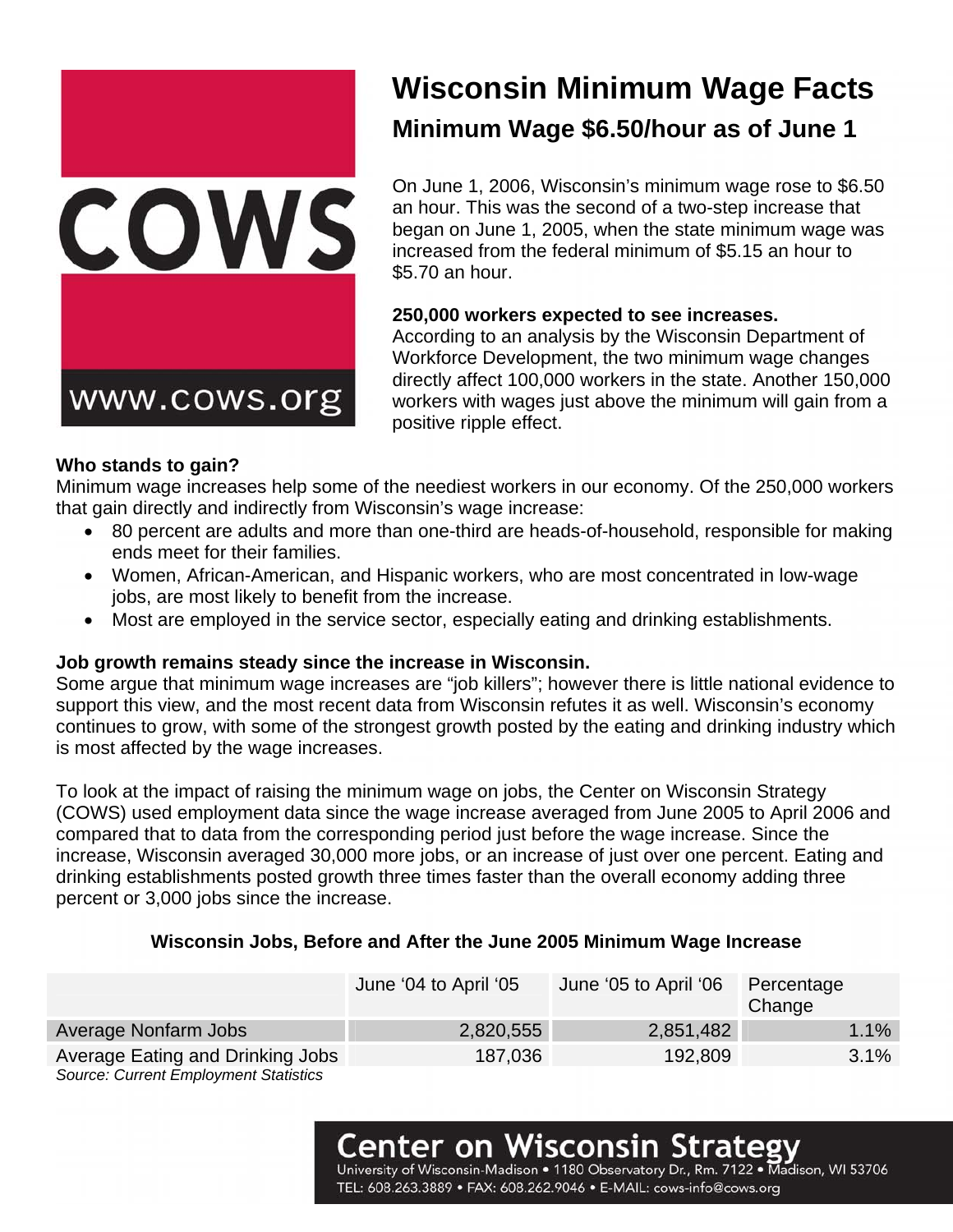COWS

www.cows.org

# Wisconsin Minimum Wage Facts

## Minimum Wage $6.50/hour as of June 1

On June 1, 2006, Wisconsin's minimum wage rose to $6.50 an hour. This was the second of a two-step increase that began on June 1, 2005, when the state minimum wage was increased from the federal minimum of $5.15 an hour to $5.70 an hour.

**250,000 workers expected to see increases.**
According to an analysis by the Wisconsin Department of Workforce Development, the two minimum wage changes directly affect 100,000 workers in the state. Another 150,000 workers with wages just above the minimum will gain from a positive ripple effect.

**Who stands to gain?**
Minimum wage increases help some of the neediest workers in our economy. Of the 250,000 workers that gain directly and indirectly from Wisconsin's wage increase:

- 80 percent are adults and more than one-third are heads-of-household, responsible for making ends meet for their families.
- Women, African-American, and Hispanic workers, who are most concentrated in low-wage jobs, are most likely to benefit from the increase.
- Most are employed in the service sector, especially eating and drinking establishments.

**Job growth remains steady since the increase in Wisconsin.**
Some argue that minimum wage increases are "job killers"; however there is little national evidence to support this view, and the most recent data from Wisconsin refutes it as well. Wisconsin's economy continues to grow, with some of the strongest growth posted by the eating and drinking industry which is most affected by the wage increases.

To look at the impact of raising the minimum wage on jobs, the Center on Wisconsin Strategy (COWS) used employment data since the wage increase averaged from June 2005 to April 2006 and compared that to data from the corresponding period just before the wage increase. Since the increase, Wisconsin averaged 30,000 more jobs, or an increase of just over one percent. Eating and drinking establishments posted growth three times faster than the overall economy adding three percent or 3,000 jobs since the increase.

**Wisconsin Jobs, Before and After the June 2005 Minimum Wage Increase**

| | June '04 to April '05 | June '05 to April '06 | Percentage Change |
|---|---|---|---|
| Average Nonfarm Jobs | 2,820,555 | 2,851,482 | 1.1% |
| Average Eating and Drinking Jobs | 187,036 | 192,809 | 3.1% |

*Source: Current Employment Statistics*

**Center on Wisconsin Strategy**
University of Wisconsin-Madison • 1180 Observatory Dr., Rm. 7122 • Madison, WI 53706
TEL: 608.263.3889 • FAX: 608.262.9046 • E-MAIL: cows-info@cows.org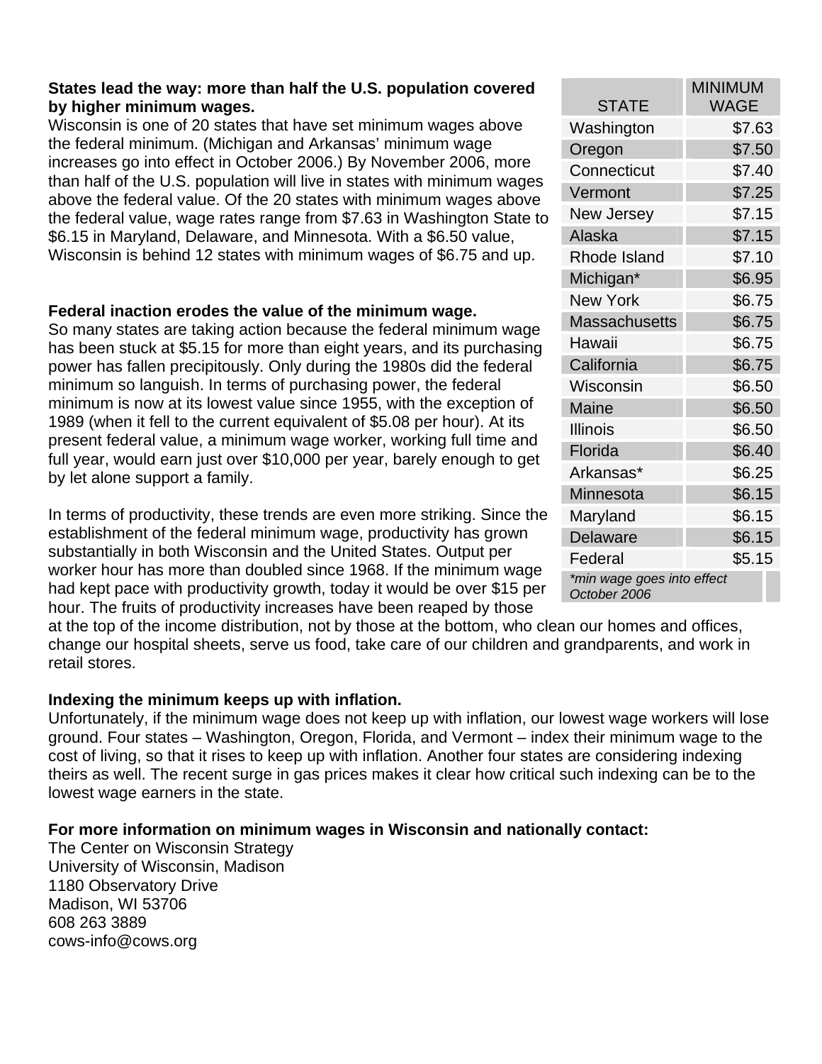**States lead the way: more than half the U.S. population covered by higher minimum wages.**

Wisconsin is one of 20 states that have set minimum wages above the federal minimum. (Michigan and Arkansas' minimum wage increases go into effect in October 2006.) By November 2006, more than half of the U.S. population will live in states with minimum wages above the federal value. Of the 20 states with minimum wages above the federal value, wage rates range from $7.63 in Washington State to $6.15 in Maryland, Delaware, and Minnesota. With a $6.50 value, Wisconsin is behind 12 states with minimum wages of $6.75 and up.

| STATE | MINIMUM WAGE |
|---|---|
| Washington | $7.63 |
| Oregon | $7.50 |
| Connecticut | $7.40 |
| Vermont | $7.25 |
| New Jersey | $7.15 |
| Alaska | $7.15 |
| Rhode Island | $7.10 |
| Michigan* | $6.95 |
| New York | $6.75 |
| Massachusetts | $6.75 |
| Hawaii | $6.75 |
| California | $6.75 |
| Wisconsin | $6.50 |
| Maine | $6.50 |
| Illinois | $6.50 |
| Florida | $6.40 |
| Arkansas* | $6.25 |
| Minnesota | $6.15 |
| Maryland | $6.15 |
| Delaware | $6.15 |
| Federal | $5.15 |

*\*min wage goes into effect October 2006*

**Federal inaction erodes the value of the minimum wage.**

So many states are taking action because the federal minimum wage has been stuck at $5.15 for more than eight years, and its purchasing power has fallen precipitously. Only during the 1980s did the federal minimum so languish. In terms of purchasing power, the federal minimum is now at its lowest value since 1955, with the exception of 1989 (when it fell to the current equivalent of $5.08 per hour). At its present federal value, a minimum wage worker, working full time and full year, would earn just over $10,000 per year, barely enough to get by let alone support a family.

In terms of productivity, these trends are even more striking. Since the establishment of the federal minimum wage, productivity has grown substantially in both Wisconsin and the United States. Output per worker hour has more than doubled since 1968. If the minimum wage had kept pace with productivity growth, today it would be over $15 per hour. The fruits of productivity increases have been reaped by those at the top of the income distribution, not by those at the bottom, who clean our homes and offices, change our hospital sheets, serve us food, take care of our children and grandparents, and work in retail stores.

**Indexing the minimum keeps up with inflation.**

Unfortunately, if the minimum wage does not keep up with inflation, our lowest wage workers will lose ground. Four states – Washington, Oregon, Florida, and Vermont – index their minimum wage to the cost of living, so that it rises to keep up with inflation. Another four states are considering indexing theirs as well. The recent surge in gas prices makes it clear how critical such indexing can be to the lowest wage earners in the state.

**For more information on minimum wages in Wisconsin and nationally contact:**

The Center on Wisconsin Strategy
University of Wisconsin, Madison
1180 Observatory Drive
Madison, WI 53706
608 263 3889
cows-info@cows.org